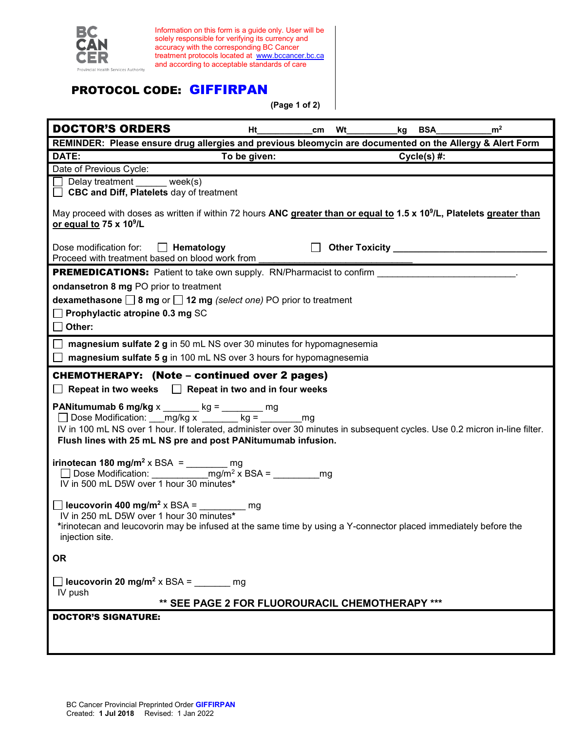BC CANCER
Provincial Health Services Authority

Information on this form is a guide only. User will be solely responsible for verifying its currency and accuracy with the corresponding BC Cancer treatment protocols located at www.bccancer.bc.ca and according to acceptable standards of care

# PROTOCOL CODE: GIFFIRPAN

(Page 1 of 2)

**DOCTOR'S ORDERS** Ht___________cm Wt__________kg BSA___________$m^2$

**REMINDER: Please ensure drug allergies and previous bleomycin are documented on the Allergy & Alert Form**

**DATE:** **To be given:** **Cycle(s) #:**

Date of Previous Cycle:

☐ Delay treatment ______ week(s)
☐ **CBC and Diff, Platelets** day of treatment

May proceed with doses as written if within 72 hours **ANC greater than or equal to 1.5 x $10^9$/L, Platelets greater than or equal to 75 x $10^9$/L**

Dose modification for: ☐ **Hematology** ☐ **Other Toxicity** ______________________________
Proceed with treatment based on blood work from ________________________________

**PREMEDICATIONS:** Patient to take own supply. RN/Pharmacist to confirm ___________________________.

**ondansetron 8 mg** PO prior to treatment
**dexamethasone** ☐ **8 mg** or ☐ **12 mg** *(select one)* PO prior to treatment
☐ **Prophylactic atropine 0.3 mg** SC
☐ **Other:**

☐ **magnesium sulfate 2 g** in 50 mL NS over 30 minutes for hypomagnesemia
☐ **magnesium sulfate 5 g** in 100 mL NS over 3 hours for hypomagnesemia

**CHEMOTHERAPY: (Note – continued over 2 pages)**
☐ **Repeat in two weeks** ☐ **Repeat in two and in four weeks**

**PANitumumab 6 mg/kg** x _______ kg = ________ mg
☐ Dose Modification: ___mg/kg x _______ kg = ________mg
IV in 100 mL NS over 1 hour. If tolerated, administer over 30 minutes in subsequent cycles. Use 0.2 micron in-line filter.
**Flush lines with 25 mL NS pre and post PANitumumab infusion.**

**irinotecan 180 mg/$m^2$** x BSA = ________ mg
☐ Dose Modification: ___________mg/$m^2$ x BSA = _________mg
IV in 500 mL D5W over 1 hour 30 minutes*

☐ **leucovorin 400 mg/$m^2$** x BSA = _________ mg
IV in 250 mL D5W over 1 hour 30 minutes*
*irinotecan and leucovorin may be infused at the same time by using a Y-connector placed immediately before the injection site.

**OR**

☐ **leucovorin 20 mg/$m^2$** x BSA = _______ mg
IV push

**\*\* SEE PAGE 2 FOR FLUOROURACIL CHEMOTHERAPY \*\*\***

**DOCTOR'S SIGNATURE:**

BC Cancer Provincial Preprinted Order **GIFFIRPAN**
Created: **1 Jul 2018** Revised: 1 Jan 2022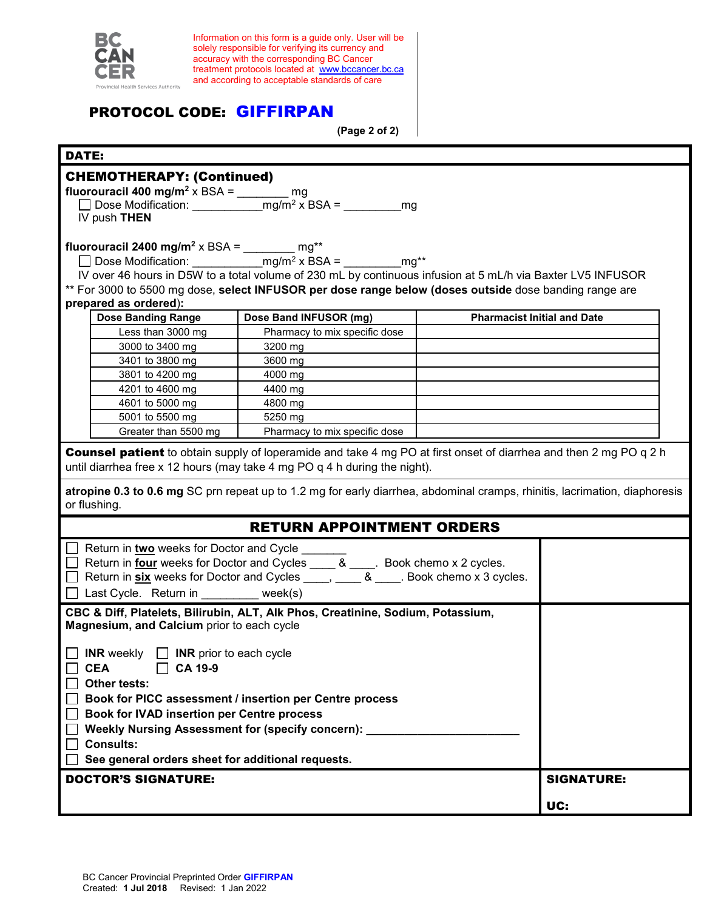Information on this form is a guide only. User will be solely responsible for verifying its currency and accuracy with the corresponding BC Cancer treatment protocols located at www.bccancer.bc.ca and according to acceptable standards of care

# PROTOCOL CODE: GIFFIRPAN

**DATE:**

## CHEMOTHERAPY: (Continued)

**fluorouracil 400 mg/m$^2$** x BSA = ________ mg

☐ Dose Modification: ___________mg/m$^2$ x BSA = _________mg

IV push **THEN**

**fluorouracil 2400 mg/m$^2$** x BSA = ________ mg**

☐ Dose Modification: ___________mg/m$^2$ x BSA = _________mg**

IV over 46 hours in D5W to a total volume of 230 mL by continuous infusion at 5 mL/h via Baxter LV5 INFUSOR

** For 3000 to 5500 mg dose, **select INFUSOR per dose range below (doses outside** dose banding range are **prepared as ordered):**

| Dose Banding Range | Dose Band INFUSOR (mg) | Pharmacist Initial and Date |
|---|---|---|
| Less than 3000 mg | Pharmacy to mix specific dose | |
| 3000 to 3400 mg | 3200 mg | |
| 3401 to 3800 mg | 3600 mg | |
| 3801 to 4200 mg | 4000 mg | |
| 4201 to 4600 mg | 4400 mg | |
| 4601 to 5000 mg | 4800 mg | |
| 5001 to 5500 mg | 5250 mg | |
| Greater than 5500 mg | Pharmacy to mix specific dose | |

**Counsel patient** to obtain supply of loperamide and take 4 mg PO at first onset of diarrhea and then 2 mg PO q 2 h until diarrhea free x 12 hours (may take 4 mg PO q 4 h during the night).

**atropine 0.3 to 0.6 mg** SC prn repeat up to 1.2 mg for early diarrhea, abdominal cramps, rhinitis, lacrimation, diaphoresis or flushing.

## RETURN APPOINTMENT ORDERS

☐ Return in **two** weeks for Doctor and Cycle _______

☐ Return in **four** weeks for Doctor and Cycles ____ & ____. Book chemo x 2 cycles.

☐ Return in **six** weeks for Doctor and Cycles ____, ____ & ____. Book chemo x 3 cycles.

☐ Last Cycle. Return in _________ week(s)

**CBC & Diff, Platelets, Bilirubin, ALT, Alk Phos, Creatinine, Sodium, Potassium, Magnesium, and Calcium** prior to each cycle

☐ **INR** weekly ☐ **INR** prior to each cycle

☐ **CEA** ☐ **CA 19-9**

☐ **Other tests:**

☐ **Book for PICC assessment / insertion per Centre process**

☐ **Book for IVAD insertion per Centre process**

☐ **Weekly Nursing Assessment for (specify concern):** ________________________

☐ **Consults:**

☐ **See general orders sheet for additional requests.**

**DOCTOR'S SIGNATURE:**

**SIGNATURE:**

**UC:**

BC Cancer Provincial Preprinted Order GIFFIRPAN
Created: **1 Jul 2018** Revised: 1 Jan 2022